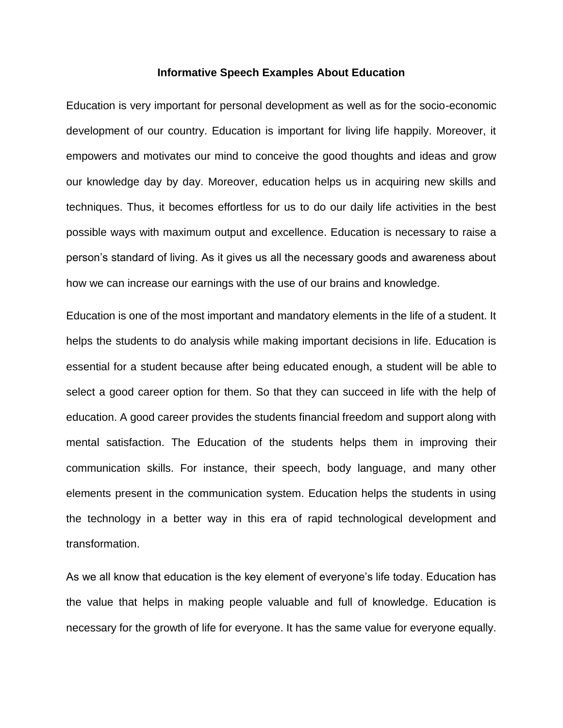# Informative Speech Examples About Education

Education is very important for personal development as well as for the socio-economic development of our country. Education is important for living life happily. Moreover, it empowers and motivates our mind to conceive the good thoughts and ideas and grow our knowledge day by day. Moreover, education helps us in acquiring new skills and techniques. Thus, it becomes effortless for us to do our daily life activities in the best possible ways with maximum output and excellence. Education is necessary to raise a person's standard of living. As it gives us all the necessary goods and awareness about how we can increase our earnings with the use of our brains and knowledge.

Education is one of the most important and mandatory elements in the life of a student. It helps the students to do analysis while making important decisions in life. Education is essential for a student because after being educated enough, a student will be able to select a good career option for them. So that they can succeed in life with the help of education. A good career provides the students financial freedom and support along with mental satisfaction. The Education of the students helps them in improving their communication skills. For instance, their speech, body language, and many other elements present in the communication system. Education helps the students in using the technology in a better way in this era of rapid technological development and transformation.

As we all know that education is the key element of everyone's life today. Education has the value that helps in making people valuable and full of knowledge. Education is necessary for the growth of life for everyone. It has the same value for everyone equally.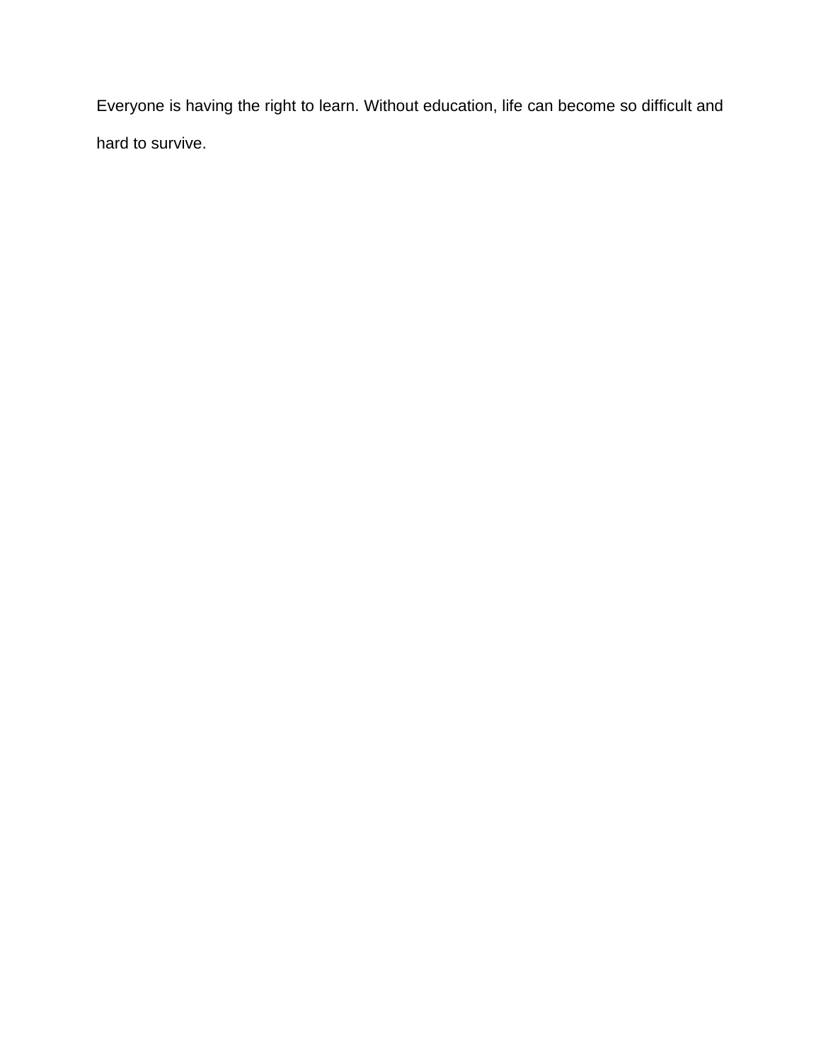Everyone is having the right to learn. Without education, life can become so difficult and hard to survive.